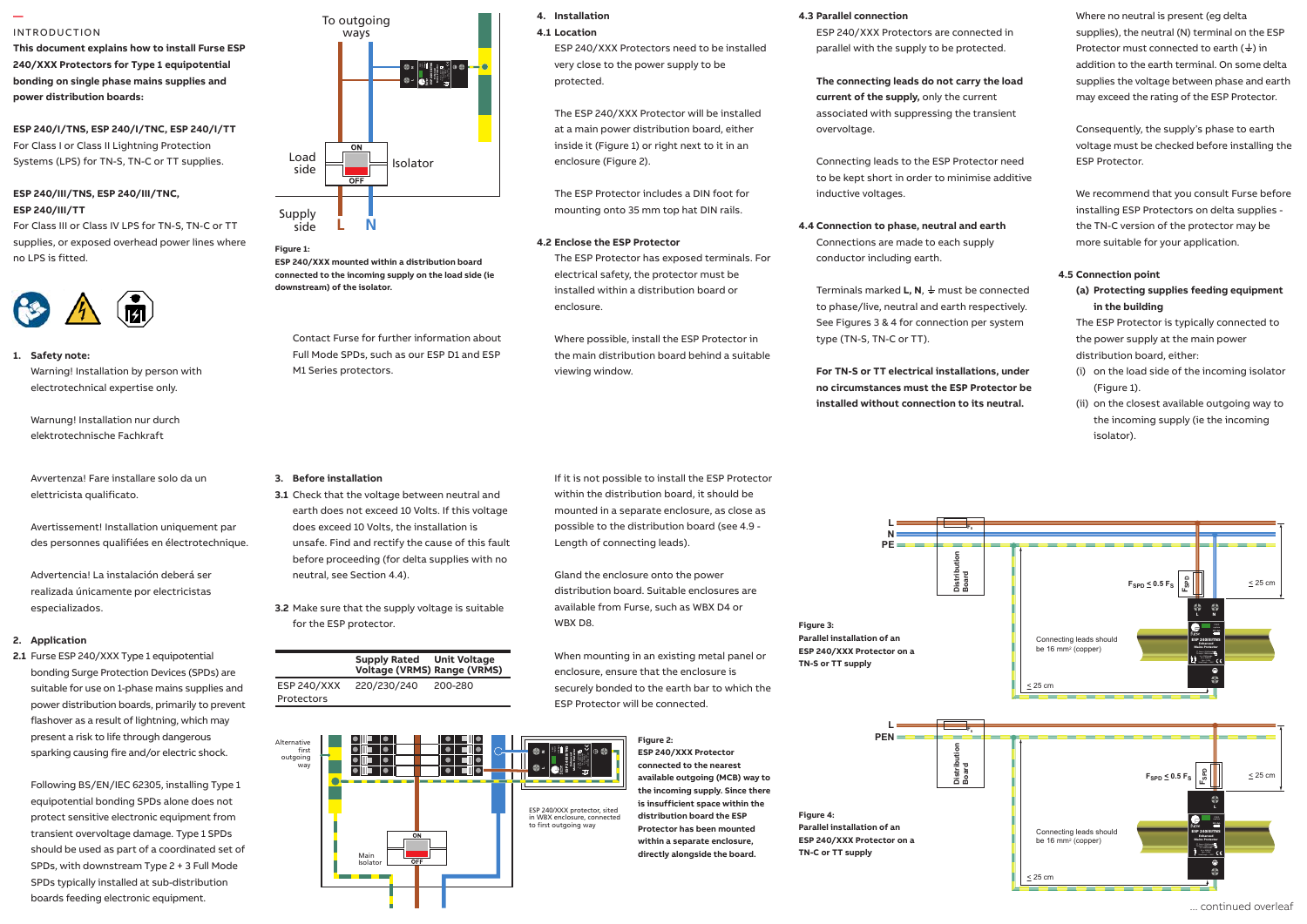INTRODUCTION

**This document explains how to install Furse ESP 240/XXX Protectors for Type 1 equipotential bonding on single phase mains supplies and power distribution boards:**

**ESP 240/I/TNS, ESP 240/I/TNC, ESP 240/I/TT**
For Class I or Class II Lightning Protection Systems (LPS) for TN-S, TN-C or TT supplies.

**ESP 240/III/TNS, ESP 240/III/TNC, ESP 240/III/TT**
For Class III or Class IV LPS for TN-S, TN-C or TT supplies, or exposed overhead power lines where no LPS is fitted.

## 1. Safety note:

Warning! Installation by person with electrotechnical expertise only.

Warnung! Installation nur durch elektrotechnische Fachkraft

Avvertenza! Fare installare solo da un elettricista qualificato.

Avertissement! Installation uniquement par des personnes qualifiées en électrotechnique.

Advertencia! La instalación deberá ser realizada únicamente por electricistas especializados.

## 2. Application

**2.1** Furse ESP 240/XXX Type 1 equipotential bonding Surge Protection Devices (SPDs) are suitable for use on 1-phase mains supplies and power distribution boards, primarily to prevent flashover as a result of lightning, which may present a risk to life through dangerous sparking causing fire and/or electric shock.

Following BS/EN/IEC 62305, installing Type 1 equipotential bonding SPDs alone does not protect sensitive electronic equipment from transient overvoltage damage. Type 1 SPDs should be used as part of a coordinated set of SPDs, with downstream Type 2 + 3 Full Mode SPDs typically installed at sub-distribution boards feeding electronic equipment.

**Figure 1:**
**ESP 240/XXX mounted within a distribution board connected to the incoming supply on the load side (ie downstream) of the isolator.**

Contact Furse for further information about Full Mode SPDs, such as our ESP D1 and ESP M1 Series protectors.

## 3. Before installation

**3.1** Check that the voltage between neutral and earth does not exceed 10 Volts. If this voltage does exceed 10 Volts, the installation is unsafe. Find and rectify the cause of this fault before proceeding (for delta supplies with no neutral, see Section 4.4).

**3.2** Make sure that the supply voltage is suitable for the ESP protector.

| | Supply Rated Voltage (VRMS) | Unit Voltage Range (VRMS) |
|---|---|---|
| ESP 240/XXX Protectors | 220/230/240 | 200-280 |

**Figure 2:**
**ESP 240/XXX Protector connected to the nearest available outgoing (MCB) way to the incoming supply. Since there is insufficient space within the distribution board the ESP Protector has been mounted within a separate enclosure, directly alongside the board.**

## 4. Installation

### 4.1 Location

ESP 240/XXX Protectors need to be installed very close to the power supply to be protected.

The ESP 240/XXX Protector will be installed at a main power distribution board, either inside it (Figure 1) or right next to it in an enclosure (Figure 2).

The ESP Protector includes a DIN foot for mounting onto 35 mm top hat DIN rails.

### 4.2 Enclose the ESP Protector

The ESP Protector has exposed terminals. For electrical safety, the protector must be installed within a distribution board or enclosure.

Where possible, install the ESP Protector in the main distribution board behind a suitable viewing window.

If it is not possible to install the ESP Protector within the distribution board, it should be mounted in a separate enclosure, as close as possible to the distribution board (see 4.9 - Length of connecting leads).

Gland the enclosure onto the power distribution board. Suitable enclosures are available from Furse, such as WBX D4 or WBX D8.

When mounting in an existing metal panel or enclosure, ensure that the enclosure is securely bonded to the earth bar to which the ESP Protector will be connected.

### 4.3 Parallel connection

ESP 240/XXX Protectors are connected in parallel with the supply to be protected.

**The connecting leads do not carry the load current of the supply,** only the current associated with suppressing the transient overvoltage.

Connecting leads to the ESP Protector need to be kept short in order to minimise additive inductive voltages.

### 4.4 Connection to phase, neutral and earth

Connections are made to each supply conductor including earth.

Terminals marked **L, N,** ⏚ must be connected to phase/live, neutral and earth respectively. See Figures 3 & 4 for connection per system type (TN-S, TN-C or TT).

**For TN-S or TT electrical installations, under no circumstances must the ESP Protector be installed without connection to its neutral.**

Where no neutral is present (eg delta supplies), the neutral (N) terminal on the ESP Protector must connected to earth (⏚) in addition to the earth terminal. On some delta supplies the voltage between phase and earth may exceed the rating of the ESP Protector.

Consequently, the supply's phase to earth voltage must be checked before installing the ESP Protector.

We recommend that you consult Furse before installing ESP Protectors on delta supplies - the TN-C version of the protector may be more suitable for your application.

### 4.5 Connection point

**(a) Protecting supplies feeding equipment in the building**

The ESP Protector is typically connected to the power supply at the main power distribution board, either:

(i) on the load side of the incoming isolator (Figure 1).

(ii) on the closest available outgoing way to the incoming supply (ie the incoming isolator).

**Figure 3:**
**Parallel installation of an ESP 240/XXX Protector on a TN-S or TT supply**

**Figure 4:**
**Parallel installation of an ESP 240/XXX Protector on a TN-C or TT supply**

... continued overleaf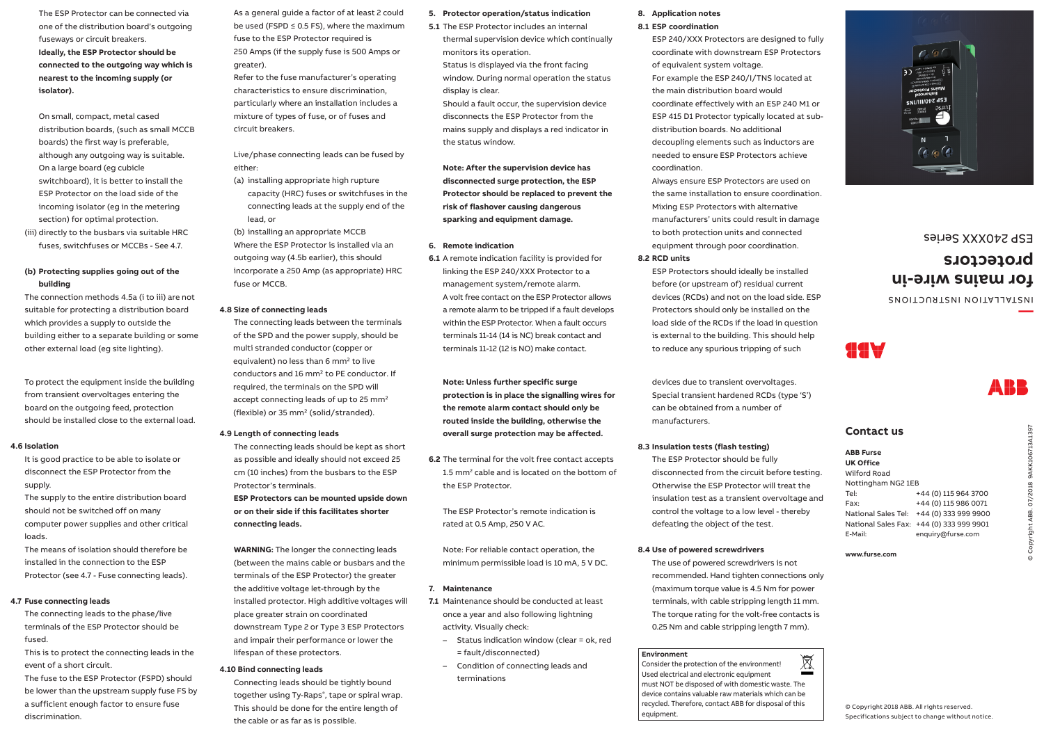The ESP Protector can be connected via one of the distribution board's outgoing fuseways or circuit breakers.
**Ideally, the ESP Protector should be connected to the outgoing way which is nearest to the incoming supply (or isolator).**

On small, compact, metal cased distribution boards, (such as small MCCB boards) the first way is preferable, although any outgoing way is suitable. On a large board (eg cubicle switchboard), it is better to install the ESP Protector on the load side of the incoming isolator (eg in the metering section) for optimal protection.

(iii) directly to the busbars via suitable HRC fuses, switchfuses or MCCBs - See 4.7.

**(b) Protecting supplies going out of the building**

The connection methods 4.5a (i to iii) are not suitable for protecting a distribution board which provides a supply to outside the building either to a separate building or some other external load (eg site lighting).

To protect the equipment inside the building from transient overvoltages entering the board on the outgoing feed, protection should be installed close to the external load.

**4.6 Isolation**

It is good practice to be able to isolate or disconnect the ESP Protector from the supply.

The supply to the entire distribution board should not be switched off on many computer power supplies and other critical loads.

The means of isolation should therefore be installed in the connection to the ESP Protector (see 4.7 - Fuse connecting leads).

**4.7 Fuse connecting leads**

The connecting leads to the phase/live terminals of the ESP Protector should be fused.

This is to protect the connecting leads in the event of a short circuit.

The fuse to the ESP Protector (FSPD) should be lower than the upstream supply fuse FS by a sufficient enough factor to ensure fuse discrimination.

As a general guide a factor of at least 2 could be used (FSPD ≤ 0.5 FS), where the maximum fuse to the ESP Protector required is 250 Amps (if the supply fuse is 500 Amps or greater).

Refer to the fuse manufacturer's operating characteristics to ensure discrimination, particularly where an installation includes a mixture of types of fuse, or of fuses and circuit breakers.

Live/phase connecting leads can be fused by either:

(a) installing appropriate high rupture capacity (HRC) fuses or switchfuses in the connecting leads at the supply end of the lead, or

(b) installing an appropriate MCCB

Where the ESP Protector is installed via an outgoing way (4.5b earlier), this should incorporate a 250 Amp (as appropriate) HRC fuse or MCCB.

**4.8 Size of connecting leads**

The connecting leads between the terminals of the SPD and the power supply, should be multi stranded conductor (copper or equivalent) no less than 6 mm² to live conductors and 16 mm² to PE conductor. If required, the terminals on the SPD will accept connecting leads of up to 25 mm² (flexible) or 35 mm² (solid/stranded).

**4.9 Length of connecting leads**

The connecting leads should be kept as short as possible and ideally should not exceed 25 cm (10 inches) from the busbars to the ESP Protector's terminals.

**ESP Protectors can be mounted upside down or on their side if this facilitates shorter connecting leads.**

**WARNING:** The longer the connecting leads (between the mains cable or busbars and the terminals of the ESP Protector) the greater the additive voltage let-through by the installed protector. High additive voltages will place greater strain on coordinated downstream Type 2 or Type 3 ESP Protectors and impair their performance or lower the lifespan of these protectors.

**4.10 Bind connecting leads**

Connecting leads should be tightly bound together using Ty-Raps®, tape or spiral wrap. This should be done for the entire length of the cable or as far as is possible.

**5. Protector operation/status indication**

**5.1** The ESP Protector includes an internal thermal supervision device which continually monitors its operation.

Status is displayed via the front facing window. During normal operation the status display is clear.

Should a fault occur, the supervision device disconnects the ESP Protector from the mains supply and displays a red indicator in the status window.

**Note: After the supervision device has disconnected surge protection, the ESP Protector should be replaced to prevent the risk of flashover causing dangerous sparking and equipment damage.**

**6. Remote indication**

**6.1** A remote indication facility is provided for linking the ESP 240/XXX Protector to a management system/remote alarm.

A volt free contact on the ESP Protector allows a remote alarm to be tripped if a fault develops within the ESP Protector. When a fault occurs terminals 11-14 (14 is NC) break contact and terminals 11-12 (12 is NO) make contact.

**Note: Unless further specific surge protection is in place the signalling wires for the remote alarm contact should only be routed inside the building, otherwise the overall surge protection may be affected.**

**6.2** The terminal for the volt free contact accepts 1.5 mm² cable and is located on the bottom of the ESP Protector.

The ESP Protector's remote indication is rated at 0.5 Amp, 250 V AC.

Note: For reliable contact operation, the minimum permissible load is 10 mA, 5 V DC.

**7. Maintenance**

**7.1** Maintenance should be conducted at least once a year and also following lightning activity. Visually check:

– Status indication window (clear = ok, red = fault/disconnected)

– Condition of connecting leads and terminations

**8. Application notes**

**8.1 ESP coordination**

ESP 240/XXX Protectors are designed to fully coordinate with downstream ESP Protectors of equivalent system voltage.

For example the ESP 240/I/TNS located at the main distribution board would coordinate effectively with an ESP 240 M1 or ESP 415 D1 Protector typically located at sub-distribution boards. No additional decoupling elements such as inductors are needed to ensure ESP Protectors achieve coordination.

Always ensure ESP Protectors are used on the same installation to ensure coordination. Mixing ESP Protectors with alternative manufacturers' units could result in damage to both protection units and connected equipment through poor coordination.

**8.2 RCD units**

ESP Protectors should ideally be installed before (or upstream of) residual current devices (RCDs) and not on the load side. ESP Protectors should only be installed on the load side of the RCDs if the load in question is external to the building. This should help to reduce any spurious tripping of such devices due to transient overvoltages.

Special transient hardened RCDs (type 'S') can be obtained from a number of manufacturers.

**8.3 Insulation tests (flash testing)**

The ESP Protector should be fully disconnected from the circuit before testing. Otherwise the ESP Protector will treat the insulation test as a transient overvoltage and control the voltage to a low level - thereby defeating the object of the test.

**8.4 Use of powered screwdrivers**

The use of powered screwdrivers is not recommended. Hand tighten connections only (maximum torque value is 4.5 Nm for power terminals, with cable stripping length 11 mm. The torque rating for the volt-free contacts is 0.25 Nm and cable stripping length 7 mm).

**Environment**
Consider the protection of the environment!
Used electrical and electronic equipment must NOT be disposed of with domestic waste. The device contains valuable raw materials which can be recycled. Therefore, contact ABB for disposal of this equipment.

INSTALLATION INSTRUCTIONS

# ESP 240XXX Series protectors for mains wire-in

ABB

## Contact us

**ABB Furse**
**UK Office**
Wilford Road
Nottingham NG2 1EB

| | |
|---|---|
| Tel: | +44 (0) 115 964 3700 |
| Fax: | +44 (0) 115 986 0071 |
| National Sales Tel: | +44 (0) 333 999 9900 |
| National Sales Fax: | +44 (0) 333 999 9901 |
| E-Mail: | enquiry@furse.com |

**www.furse.com**

© Copyright ABB. 07/2018 9AKK106713A1397

© Copyright 2018 ABB. All rights reserved.
Specifications subject to change without notice.